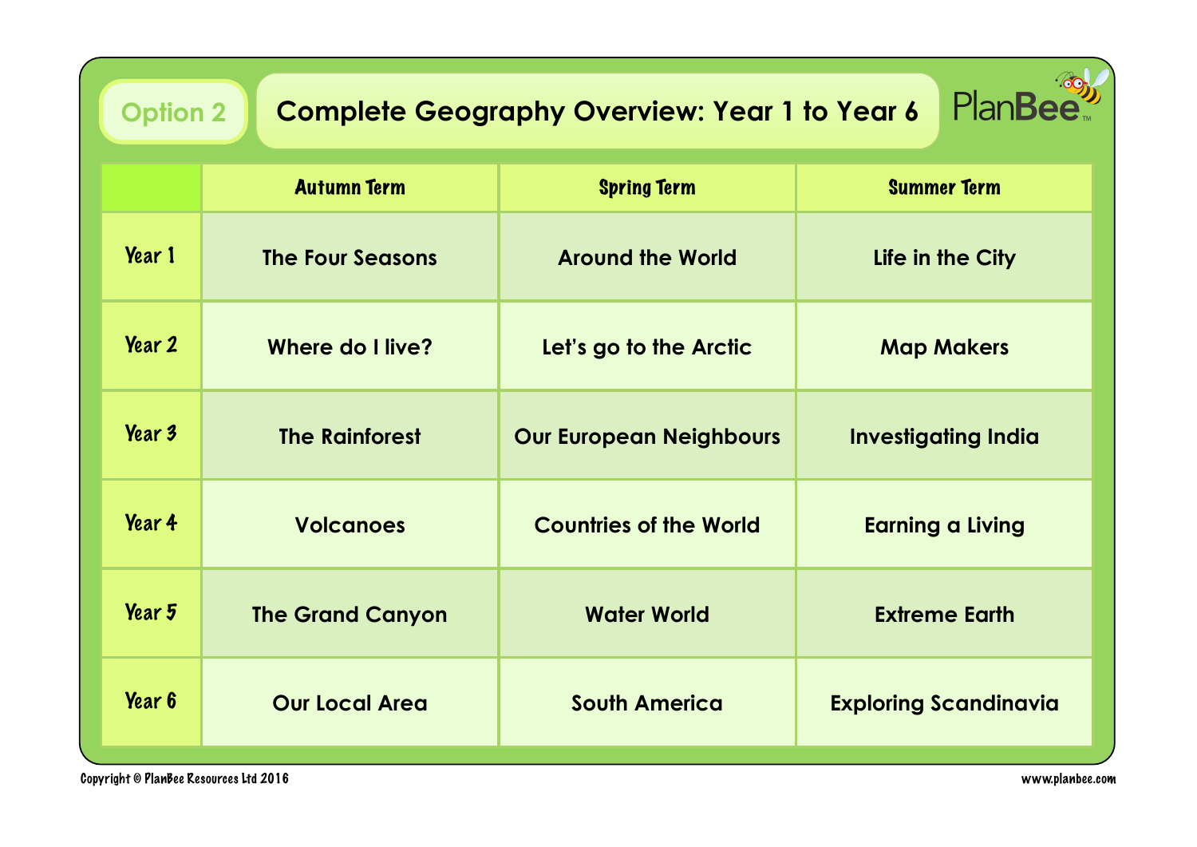Option 2

# Complete Geography Overview: Year 1 to Year 6

PlanBee

| | Autumn Term | Spring Term | Summer Term |
|---|---|---|---|
| Year 1 | The Four Seasons | Around the World | Life in the City |
| Year 2 | Where do I live? | Let's go to the Arctic | Map Makers |
| Year 3 | The Rainforest | Our European Neighbours | Investigating India |
| Year 4 | Volcanoes | Countries of the World | Earning a Living |
| Year 5 | The Grand Canyon | Water World | Extreme Earth |
| Year 6 | Our Local Area | South America | Exploring Scandinavia |

Copyright © PlanBee Resources Ltd 2016

www.planbee.com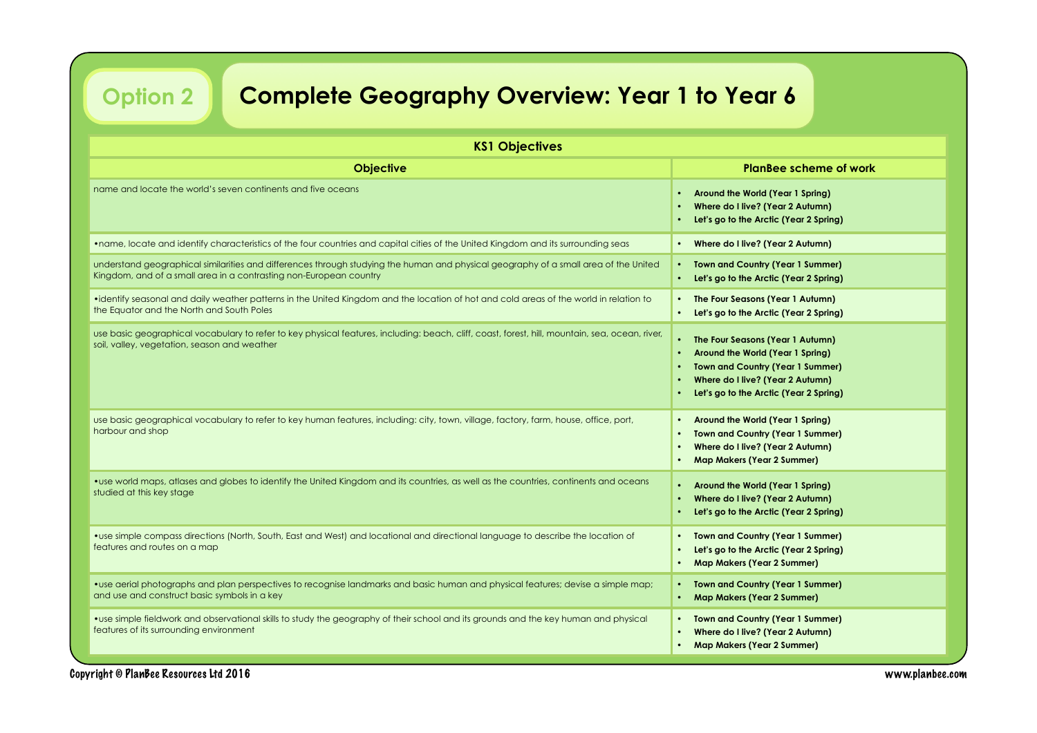# Option 2

# Complete Geography Overview: Year 1 to Year 6

| KS1 Objectives | |
|---|---|
| **Objective** | **PlanBee scheme of work** |
| name and locate the world's seven continents and five oceans | • **Around the World (Year 1 Spring)**<br>• **Where do I live? (Year 2 Autumn)**<br>• **Let's go to the Arctic (Year 2 Spring)** |
| •name, locate and identify characteristics of the four countries and capital cities of the United Kingdom and its surrounding seas | • **Where do I live? (Year 2 Autumn)** |
| understand geographical similarities and differences through studying the human and physical geography of a small area of the United Kingdom, and of a small area in a contrasting non-European country | • **Town and Country (Year 1 Summer)**<br>• **Let's go to the Arctic (Year 2 Spring)** |
| •identify seasonal and daily weather patterns in the United Kingdom and the location of hot and cold areas of the world in relation to the Equator and the North and South Poles | • **The Four Seasons (Year 1 Autumn)**<br>• **Let's go to the Arctic (Year 2 Spring)** |
| use basic geographical vocabulary to refer to key physical features, including: beach, cliff, coast, forest, hill, mountain, sea, ocean, river, soil, valley, vegetation, season and weather | • **The Four Seasons (Year 1 Autumn)**<br>• **Around the World (Year 1 Spring)**<br>• **Town and Country (Year 1 Summer)**<br>• **Where do I live? (Year 2 Autumn)**<br>• **Let's go to the Arctic (Year 2 Spring)** |
| use basic geographical vocabulary to refer to key human features, including: city, town, village, factory, farm, house, office, port, harbour and shop | • **Around the World (Year 1 Spring)**<br>• **Town and Country (Year 1 Summer)**<br>• **Where do I live? (Year 2 Autumn)**<br>• **Map Makers (Year 2 Summer)** |
| •use world maps, atlases and globes to identify the United Kingdom and its countries, as well as the countries, continents and oceans studied at this key stage | • **Around the World (Year 1 Spring)**<br>• **Where do I live? (Year 2 Autumn)**<br>• **Let's go to the Arctic (Year 2 Spring)** |
| •use simple compass directions (North, South, East and West) and locational and directional language to describe the location of features and routes on a map | • **Town and Country (Year 1 Summer)**<br>• **Let's go to the Arctic (Year 2 Spring)**<br>• **Map Makers (Year 2 Summer)** |
| •use aerial photographs and plan perspectives to recognise landmarks and basic human and physical features; devise a simple map; and use and construct basic symbols in a key | • **Town and Country (Year 1 Summer)**<br>• **Map Makers (Year 2 Summer)** |
| •use simple fieldwork and observational skills to study the geography of their school and its grounds and the key human and physical features of its surrounding environment | • **Town and Country (Year 1 Summer)**<br>• **Where do I live? (Year 2 Autumn)**<br>• **Map Makers (Year 2 Summer)** |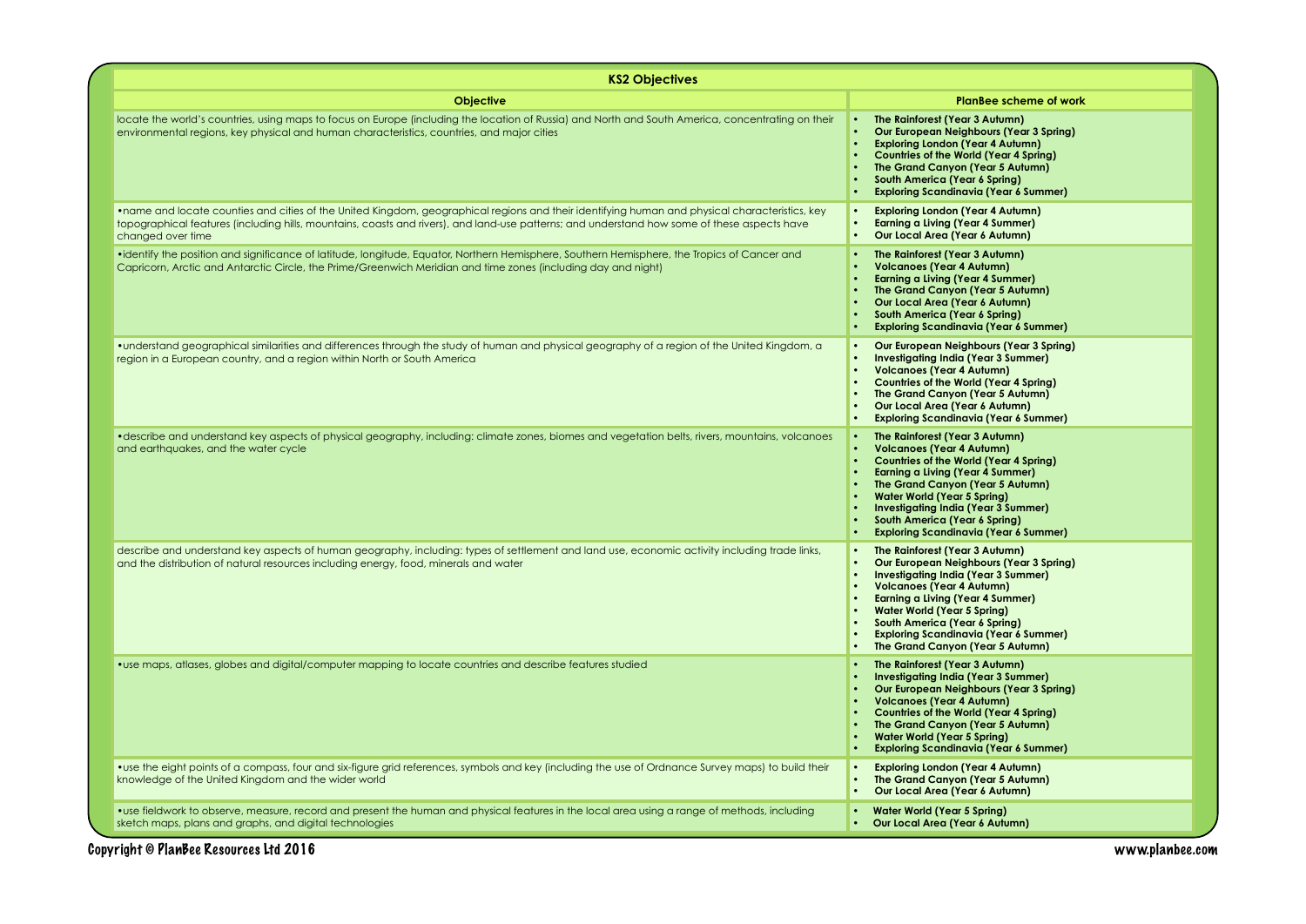| KS2 Objectives | |
|---|---|
| **Objective** | **PlanBee scheme of work** |
| locate the world's countries, using maps to focus on Europe (including the location of Russia) and North and South America, concentrating on their environmental regions, key physical and human characteristics, countries, and major cities | • **The Rainforest (Year 3 Autumn)**<br>• **Our European Neighbours (Year 3 Spring)**<br>• **Exploring London (Year 4 Autumn)**<br>• **Countries of the World (Year 4 Spring)**<br>• **The Grand Canyon (Year 5 Autumn)**<br>• **South America (Year 6 Spring)**<br>• **Exploring Scandinavia (Year 6 Summer)** |
| •name and locate counties and cities of the United Kingdom, geographical regions and their identifying human and physical characteristics, key topographical features (including hills, mountains, coasts and rivers), and land-use patterns; and understand how some of these aspects have changed over time | • **Exploring London (Year 4 Autumn)**<br>• **Earning a Living (Year 4 Summer)**<br>• **Our Local Area (Year 6 Autumn)** |
| •identify the position and significance of latitude, longitude, Equator, Northern Hemisphere, Southern Hemisphere, the Tropics of Cancer and Capricorn, Arctic and Antarctic Circle, the Prime/Greenwich Meridian and time zones (including day and night) | • **The Rainforest (Year 3 Autumn)**<br>• **Volcanoes (Year 4 Autumn)**<br>• **Earning a Living (Year 4 Summer)**<br>• **The Grand Canyon (Year 5 Autumn)**<br>• **Our Local Area (Year 6 Autumn)**<br>• **South America (Year 6 Spring)**<br>• **Exploring Scandinavia (Year 6 Summer)** |
| •understand geographical similarities and differences through the study of human and physical geography of a region of the United Kingdom, a region in a European country, and a region within North or South America | • **Our European Neighbours (Year 3 Spring)**<br>• **Investigating India (Year 3 Summer)**<br>• **Volcanoes (Year 4 Autumn)**<br>• **Countries of the World (Year 4 Spring)**<br>• **The Grand Canyon (Year 5 Autumn)**<br>• **Our Local Area (Year 6 Autumn)**<br>• **Exploring Scandinavia (Year 6 Summer)** |
| •describe and understand key aspects of physical geography, including: climate zones, biomes and vegetation belts, rivers, mountains, volcanoes and earthquakes, and the water cycle | • **The Rainforest (Year 3 Autumn)**<br>• **Volcanoes (Year 4 Autumn)**<br>• **Countries of the World (Year 4 Spring)**<br>• **Earning a Living (Year 4 Summer)**<br>• **The Grand Canyon (Year 5 Autumn)**<br>• **Water World (Year 5 Spring)**<br>• **Investigating India (Year 3 Summer)**<br>• **South America (Year 6 Spring)**<br>• **Exploring Scandinavia (Year 6 Summer)** |
| describe and understand key aspects of human geography, including: types of settlement and land use, economic activity including trade links, and the distribution of natural resources including energy, food, minerals and water | • **The Rainforest (Year 3 Autumn)**<br>• **Our European Neighbours (Year 3 Spring)**<br>• **Investigating India (Year 3 Summer)**<br>• **Volcanoes (Year 4 Autumn)**<br>• **Earning a Living (Year 4 Summer)**<br>• **Water World (Year 5 Spring)**<br>• **South America (Year 6 Spring)**<br>• **Exploring Scandinavia (Year 6 Summer)**<br>• **The Grand Canyon (Year 5 Autumn)** |
| •use maps, atlases, globes and digital/computer mapping to locate countries and describe features studied | • **The Rainforest (Year 3 Autumn)**<br>• **Investigating India (Year 3 Summer)**<br>• **Our European Neighbours (Year 3 Spring)**<br>• **Volcanoes (Year 4 Autumn)**<br>• **Countries of the World (Year 4 Spring)**<br>• **The Grand Canyon (Year 5 Autumn)**<br>• **Water World (Year 5 Spring)**<br>• **Exploring Scandinavia (Year 6 Summer)** |
| •use the eight points of a compass, four and six-figure grid references, symbols and key (including the use of Ordnance Survey maps) to build their knowledge of the United Kingdom and the wider world | • **Exploring London (Year 4 Autumn)**<br>• **The Grand Canyon (Year 5 Autumn)**<br>• **Our Local Area (Year 6 Autumn)** |
| •use fieldwork to observe, measure, record and present the human and physical features in the local area using a range of methods, including sketch maps, plans and graphs, and digital technologies | • **Water World (Year 5 Spring)**<br>• **Our Local Area (Year 6 Autumn)** |

Copyright © PlanBee Resources Ltd 2016

www.planbee.com